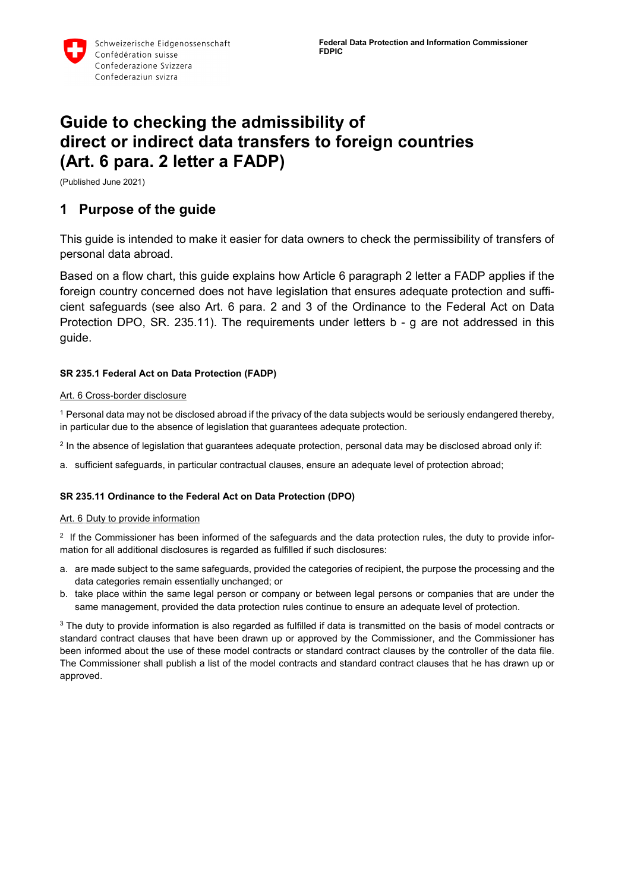Schweizerische Eidgenossenschaft
Confédération suisse
Confederazione Svizzera
Confederaziun svizra

**Federal Data Protection and Information Commissioner**
**FDPIC**

# Guide to checking the admissibility of direct or indirect data transfers to foreign countries (Art. 6 para. 2 letter a FADP)

(Published June 2021)

## 1 Purpose of the guide

This guide is intended to make it easier for data owners to check the permissibility of transfers of personal data abroad.

Based on a flow chart, this guide explains how Article 6 paragraph 2 letter a FADP applies if the foreign country concerned does not have legislation that ensures adequate protection and sufficient safeguards (see also Art. 6 para. 2 and 3 of the Ordinance to the Federal Act on Data Protection DPO, SR. 235.11). The requirements under letters b - g are not addressed in this guide.

**SR 235.1 Federal Act on Data Protection (FADP)**

Art. 6 Cross-border disclosure

[1] Personal data may not be disclosed abroad if the privacy of the data subjects would be seriously endangered thereby, in particular due to the absence of legislation that guarantees adequate protection.

[2] In the absence of legislation that guarantees adequate protection, personal data may be disclosed abroad only if:

a. sufficient safeguards, in particular contractual clauses, ensure an adequate level of protection abroad;

**SR 235.11 Ordinance to the Federal Act on Data Protection (DPO)**

Art. 6 Duty to provide information

[2] If the Commissioner has been informed of the safeguards and the data protection rules, the duty to provide information for all additional disclosures is regarded as fulfilled if such disclosures:

a. are made subject to the same safeguards, provided the categories of recipient, the purpose the processing and the data categories remain essentially unchanged; or
b. take place within the same legal person or company or between legal persons or companies that are under the same management, provided the data protection rules continue to ensure an adequate level of protection.

[3] The duty to provide information is also regarded as fulfilled if data is transmitted on the basis of model contracts or standard contract clauses that have been drawn up or approved by the Commissioner, and the Commissioner has been informed about the use of these model contracts or standard contract clauses by the controller of the data file. The Commissioner shall publish a list of the model contracts and standard contract clauses that he has drawn up or approved.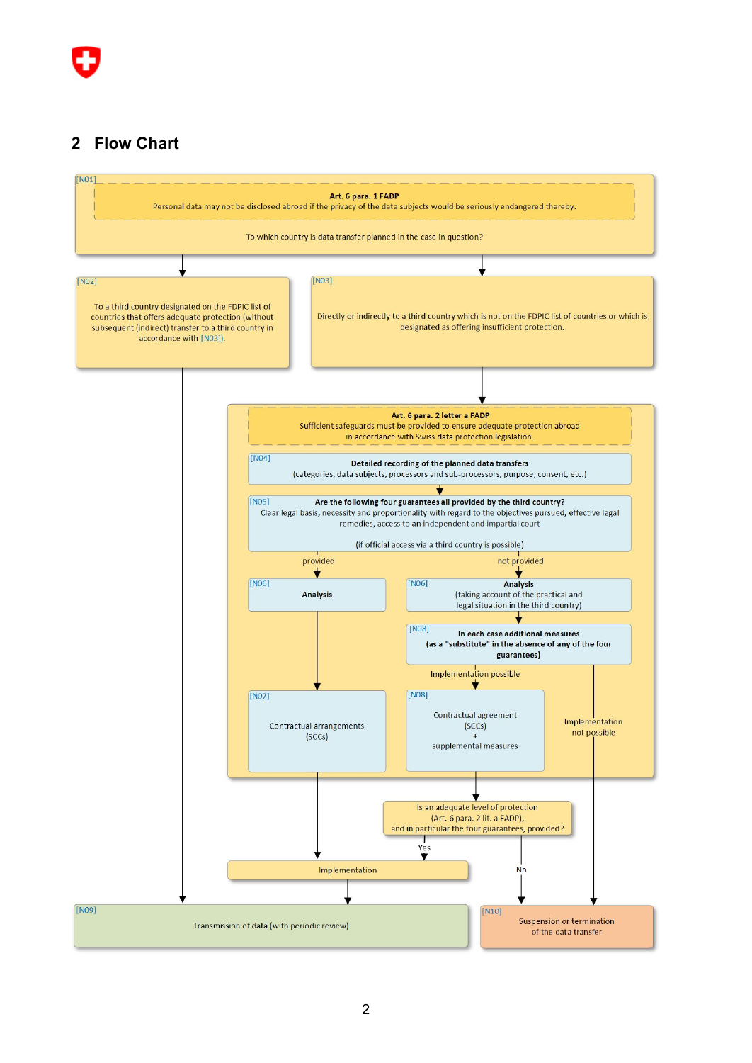## 2 Flow Chart

[N01]

**Art. 6 para. 1 FADP**
Personal data may not be disclosed abroad if the privacy of the data subjects would be seriously endangered thereby.

To which country is data transfer planned in the case in question?

[N02]

To a third country designated on the FDPIC list of countries that offers adequate protection (without subsequent (indirect) transfer to a third country in accordance with [N03]).

[N03]

Directly or indirectly to a third country which is not on the FDPIC list of countries or which is designated as offering insufficient protection.

**Art. 6 para. 2 letter a FADP**
Sufficient safeguards must be provided to ensure adequate protection abroad in accordance with Swiss data protection legislation.

[N04]

**Detailed recording of the planned data transfers**
(categories, data subjects, processors and sub-processors, purpose, consent, etc.)

[N05]

**Are the following four guarantees all provided by the third country?**
Clear legal basis, necessity and proportionality with regard to the objectives pursued, effective legal remedies, access to an independent and impartial court

(if official access via a third country is possible)

provided

[N06]

**Analysis**

[N07]

Contractual arrangements
(SCCs)

not provided

[N06]

**Analysis**
(taking account of the practical and legal situation in the third country)

[N08]

**In each case additional measures**
**(as a "substitute" in the absence of any of the four guarantees)**

Implementation possible

[N08]

Contractual agreement
(SCCs)
+
supplemental measures

Implementation not possible

Is an adequate level of protection
(Art. 6 para. 2 lit. a FADP),
and in particular the four guarantees, provided?

Yes

Implementation

No

[N09]

Transmission of data (with periodic review)

[N10]

Suspension or termination of the data transfer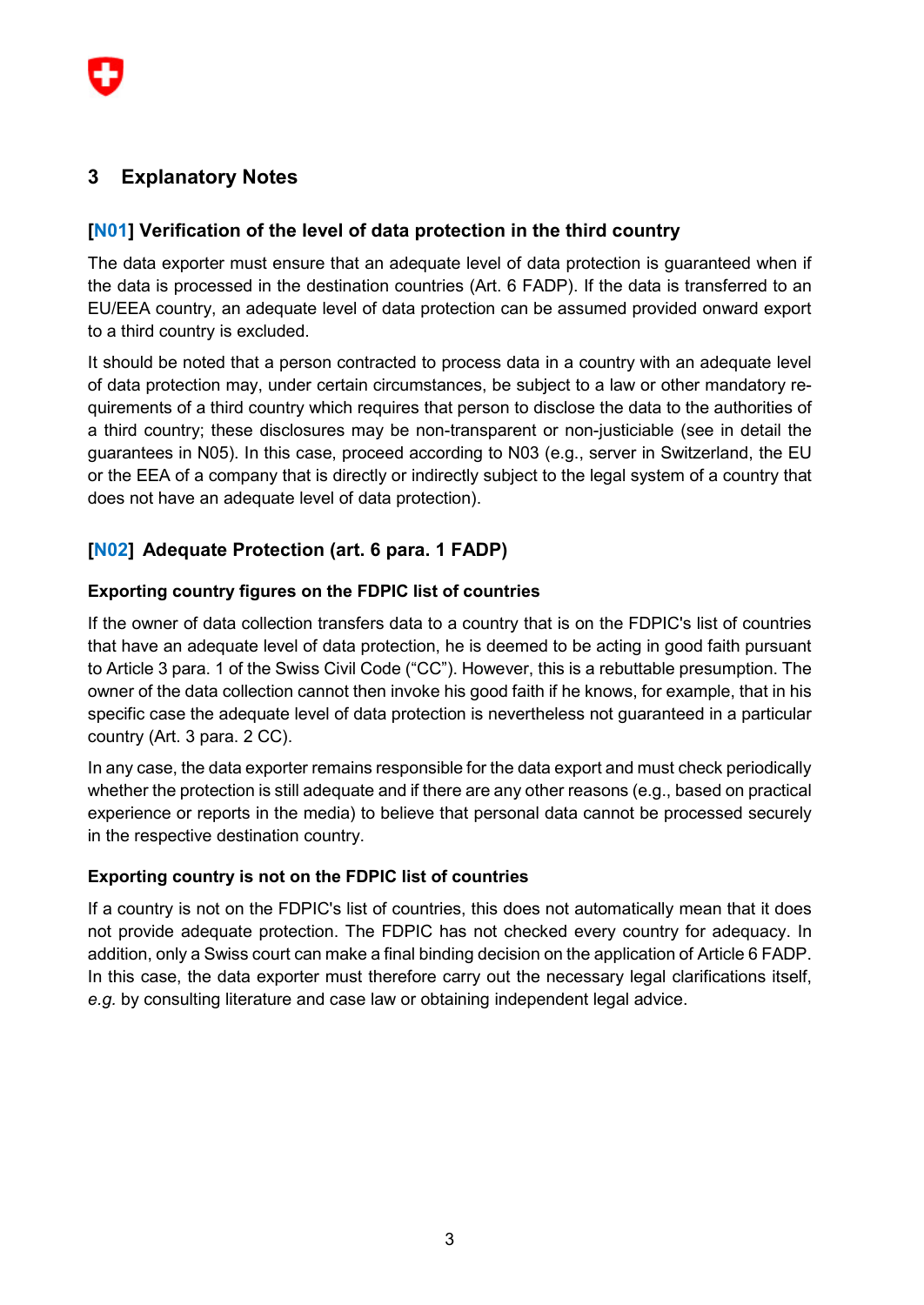## 3 Explanatory Notes

### [N01] Verification of the level of data protection in the third country

The data exporter must ensure that an adequate level of data protection is guaranteed when if the data is processed in the destination countries (Art. 6 FADP). If the data is transferred to an EU/EEA country, an adequate level of data protection can be assumed provided onward export to a third country is excluded.

It should be noted that a person contracted to process data in a country with an adequate level of data protection may, under certain circumstances, be subject to a law or other mandatory requirements of a third country which requires that person to disclose the data to the authorities of a third country; these disclosures may be non-transparent or non-justiciable (see in detail the guarantees in N05). In this case, proceed according to N03 (e.g., server in Switzerland, the EU or the EEA of a company that is directly or indirectly subject to the legal system of a country that does not have an adequate level of data protection).

### [N02] Adequate Protection (art. 6 para. 1 FADP)

**Exporting country figures on the FDPIC list of countries**

If the owner of data collection transfers data to a country that is on the FDPIC's list of countries that have an adequate level of data protection, he is deemed to be acting in good faith pursuant to Article 3 para. 1 of the Swiss Civil Code ("CC"). However, this is a rebuttable presumption. The owner of the data collection cannot then invoke his good faith if he knows, for example, that in his specific case the adequate level of data protection is nevertheless not guaranteed in a particular country (Art. 3 para. 2 CC).

In any case, the data exporter remains responsible for the data export and must check periodically whether the protection is still adequate and if there are any other reasons (e.g., based on practical experience or reports in the media) to believe that personal data cannot be processed securely in the respective destination country.

**Exporting country is not on the FDPIC list of countries**

If a country is not on the FDPIC's list of countries, this does not automatically mean that it does not provide adequate protection. The FDPIC has not checked every country for adequacy. In addition, only a Swiss court can make a final binding decision on the application of Article 6 FADP. In this case, the data exporter must therefore carry out the necessary legal clarifications itself, *e.g.* by consulting literature and case law or obtaining independent legal advice.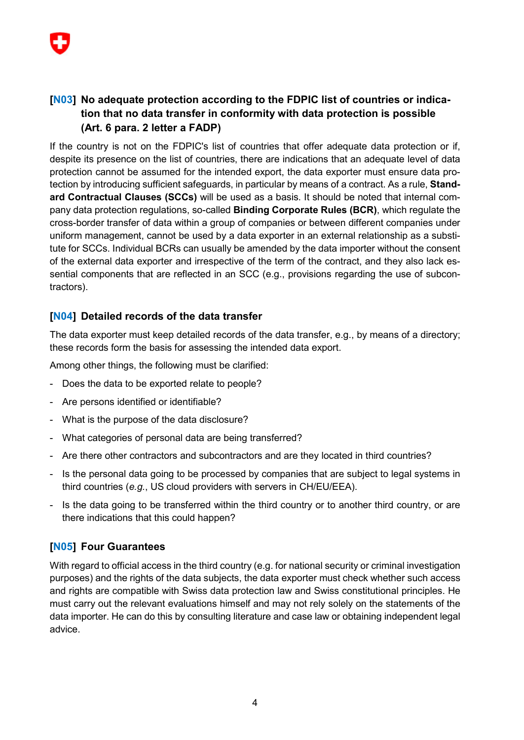## [N03] No adequate protection according to the FDPIC list of countries or indication that no data transfer in conformity with data protection is possible (Art. 6 para. 2 letter a FADP)

If the country is not on the FDPIC's list of countries that offer adequate data protection or if, despite its presence on the list of countries, there are indications that an adequate level of data protection cannot be assumed for the intended export, the data exporter must ensure data protection by introducing sufficient safeguards, in particular by means of a contract. As a rule, **Standard Contractual Clauses (SCCs)** will be used as a basis. It should be noted that internal company data protection regulations, so-called **Binding Corporate Rules (BCR)**, which regulate the cross-border transfer of data within a group of companies or between different companies under uniform management, cannot be used by a data exporter in an external relationship as a substitute for SCCs. Individual BCRs can usually be amended by the data importer without the consent of the external data exporter and irrespective of the term of the contract, and they also lack essential components that are reflected in an SCC (e.g., provisions regarding the use of subcontractors).

## [N04] Detailed records of the data transfer

The data exporter must keep detailed records of the data transfer, e.g., by means of a directory; these records form the basis for assessing the intended data export.

Among other things, the following must be clarified:

- Does the data to be exported relate to people?
- Are persons identified or identifiable?
- What is the purpose of the data disclosure?
- What categories of personal data are being transferred?
- Are there other contractors and subcontractors and are they located in third countries?
- Is the personal data going to be processed by companies that are subject to legal systems in third countries (*e.g.*, US cloud providers with servers in CH/EU/EEA).
- Is the data going to be transferred within the third country or to another third country, or are there indications that this could happen?

## [N05] Four Guarantees

With regard to official access in the third country (e.g. for national security or criminal investigation purposes) and the rights of the data subjects, the data exporter must check whether such access and rights are compatible with Swiss data protection law and Swiss constitutional principles. He must carry out the relevant evaluations himself and may not rely solely on the statements of the data importer. He can do this by consulting literature and case law or obtaining independent legal advice.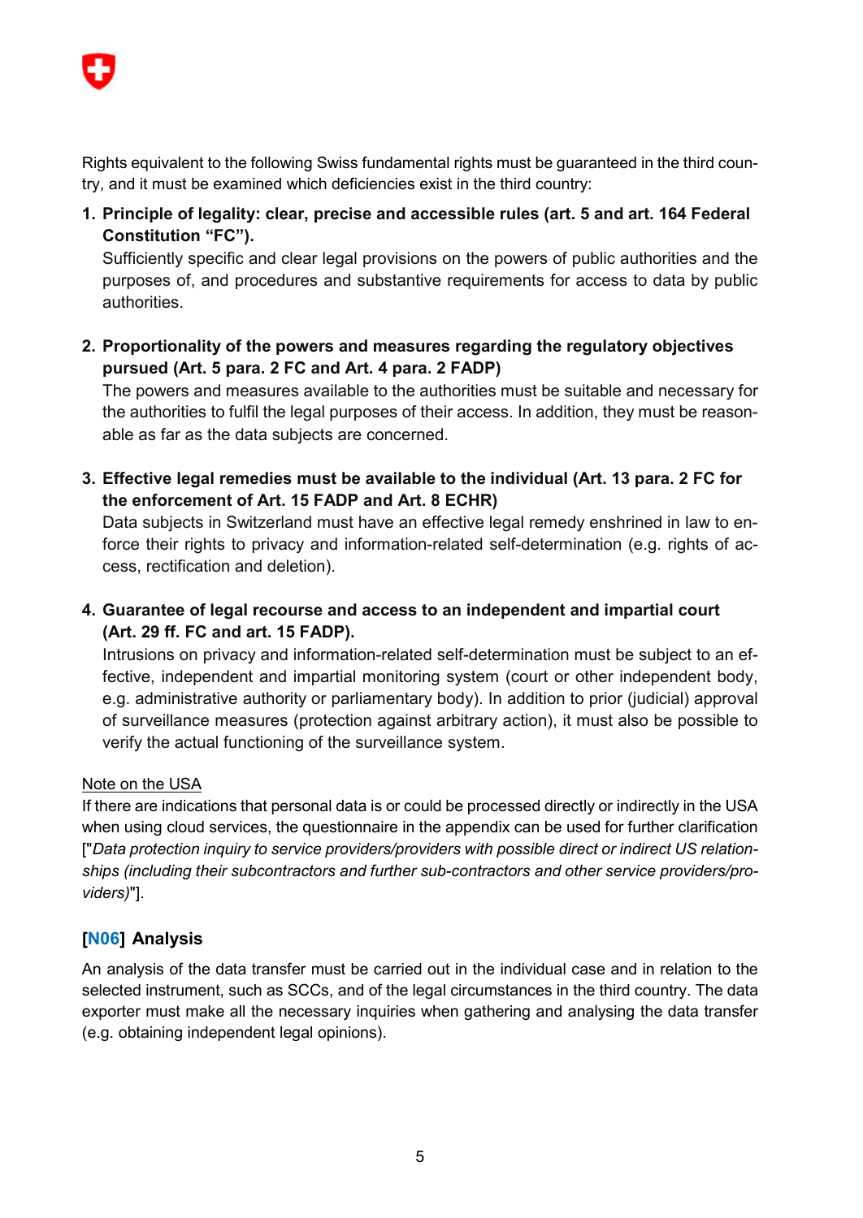Rights equivalent to the following Swiss fundamental rights must be guaranteed in the third country, and it must be examined which deficiencies exist in the third country:

1. **Principle of legality: clear, precise and accessible rules (art. 5 and art. 164 Federal Constitution "FC").**
   Sufficiently specific and clear legal provisions on the powers of public authorities and the purposes of, and procedures and substantive requirements for access to data by public authorities.

2. **Proportionality of the powers and measures regarding the regulatory objectives pursued (Art. 5 para. 2 FC and Art. 4 para. 2 FADP)**
   The powers and measures available to the authorities must be suitable and necessary for the authorities to fulfil the legal purposes of their access. In addition, they must be reasonable as far as the data subjects are concerned.

3. **Effective legal remedies must be available to the individual (Art. 13 para. 2 FC for the enforcement of Art. 15 FADP and Art. 8 ECHR)**
   Data subjects in Switzerland must have an effective legal remedy enshrined in law to enforce their rights to privacy and information-related self-determination (e.g. rights of access, rectification and deletion).

4. **Guarantee of legal recourse and access to an independent and impartial court (Art. 29 ff. FC and art. 15 FADP).**
   Intrusions on privacy and information-related self-determination must be subject to an effective, independent and impartial monitoring system (court or other independent body, e.g. administrative authority or parliamentary body). In addition to prior (judicial) approval of surveillance measures (protection against arbitrary action), it must also be possible to verify the actual functioning of the surveillance system.

Note on the USA

If there are indications that personal data is or could be processed directly or indirectly in the USA when using cloud services, the questionnaire in the appendix can be used for further clarification ["*Data protection inquiry to service providers/providers with possible direct or indirect US relationships (including their subcontractors and further sub-contractors and other service providers/providers)*"].

## [N06] Analysis

An analysis of the data transfer must be carried out in the individual case and in relation to the selected instrument, such as SCCs, and of the legal circumstances in the third country. The data exporter must make all the necessary inquiries when gathering and analysing the data transfer (e.g. obtaining independent legal opinions).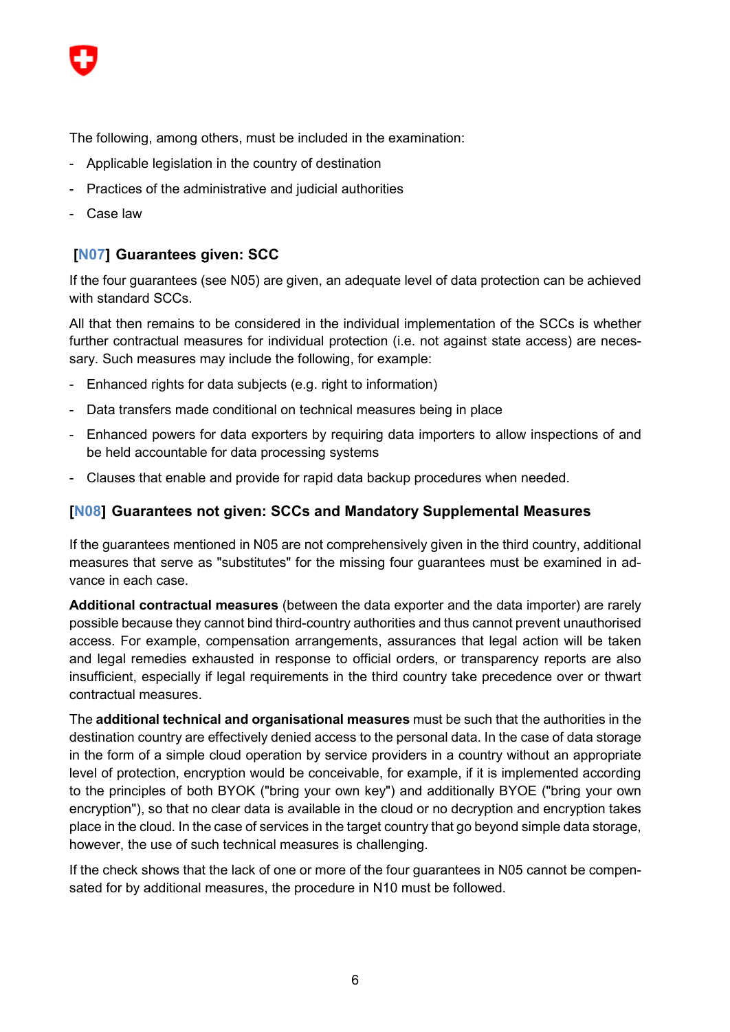The following, among others, must be included in the examination:

- Applicable legislation in the country of destination
- Practices of the administrative and judicial authorities
- Case law

### [N07] Guarantees given: SCC

If the four guarantees (see N05) are given, an adequate level of data protection can be achieved with standard SCCs.

All that then remains to be considered in the individual implementation of the SCCs is whether further contractual measures for individual protection (i.e. not against state access) are necessary. Such measures may include the following, for example:

- Enhanced rights for data subjects (e.g. right to information)
- Data transfers made conditional on technical measures being in place
- Enhanced powers for data exporters by requiring data importers to allow inspections of and be held accountable for data processing systems
- Clauses that enable and provide for rapid data backup procedures when needed.

### [N08] Guarantees not given: SCCs and Mandatory Supplemental Measures

If the guarantees mentioned in N05 are not comprehensively given in the third country, additional measures that serve as "substitutes" for the missing four guarantees must be examined in advance in each case.

**Additional contractual measures** (between the data exporter and the data importer) are rarely possible because they cannot bind third-country authorities and thus cannot prevent unauthorised access. For example, compensation arrangements, assurances that legal action will be taken and legal remedies exhausted in response to official orders, or transparency reports are also insufficient, especially if legal requirements in the third country take precedence over or thwart contractual measures.

The **additional technical and organisational measures** must be such that the authorities in the destination country are effectively denied access to the personal data. In the case of data storage in the form of a simple cloud operation by service providers in a country without an appropriate level of protection, encryption would be conceivable, for example, if it is implemented according to the principles of both BYOK ("bring your own key") and additionally BYOE ("bring your own encryption"), so that no clear data is available in the cloud or no decryption and encryption takes place in the cloud. In the case of services in the target country that go beyond simple data storage, however, the use of such technical measures is challenging.

If the check shows that the lack of one or more of the four guarantees in N05 cannot be compensated for by additional measures, the procedure in N10 must be followed.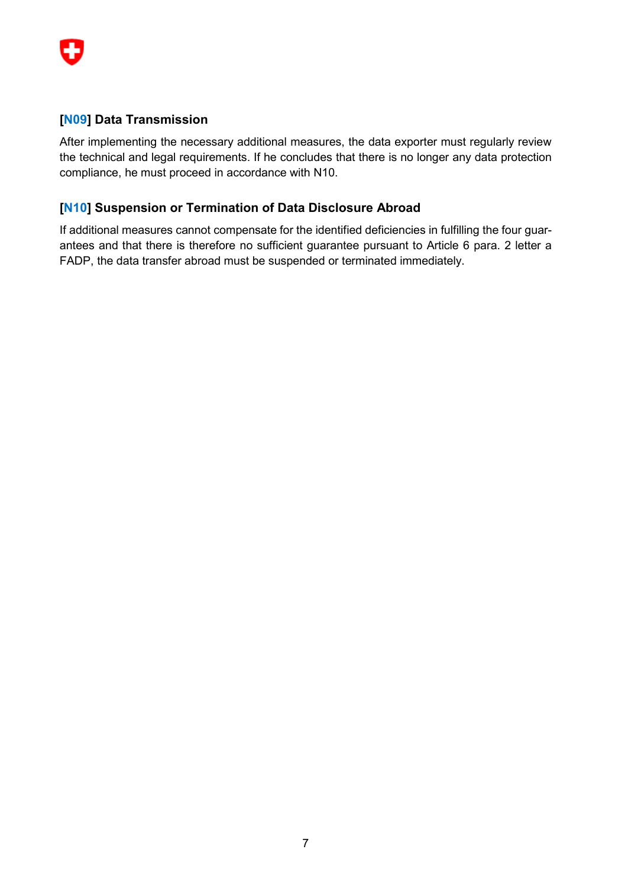### [N09] Data Transmission

After implementing the necessary additional measures, the data exporter must regularly review the technical and legal requirements. If he concludes that there is no longer any data protection compliance, he must proceed in accordance with N10.

### [N10] Suspension or Termination of Data Disclosure Abroad

If additional measures cannot compensate for the identified deficiencies in fulfilling the four guarantees and that there is therefore no sufficient guarantee pursuant to Article 6 para. 2 letter a FADP, the data transfer abroad must be suspended or terminated immediately.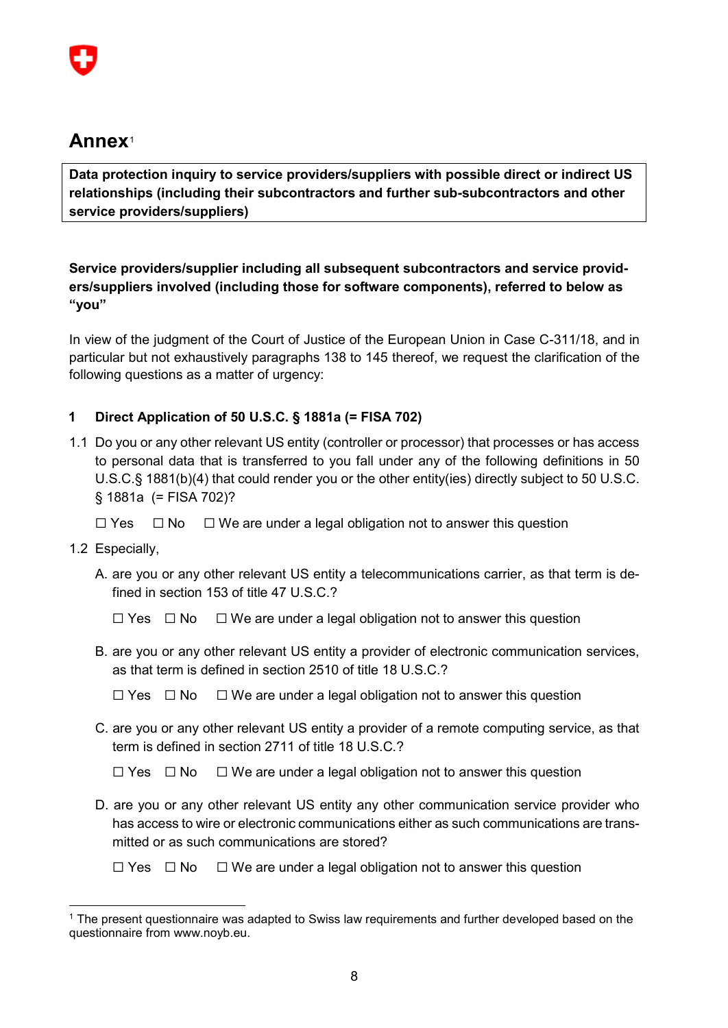# Annex[1]

**Data protection inquiry to service providers/suppliers with possible direct or indirect US relationships (including their subcontractors and further sub-subcontractors and other service providers/suppliers)**

**Service providers/supplier including all subsequent subcontractors and service providers/suppliers involved (including those for software components), referred to below as "you"**

In view of the judgment of the Court of Justice of the European Union in Case C-311/18, and in particular but not exhaustively paragraphs 138 to 145 thereof, we request the clarification of the following questions as a matter of urgency:

## 1 Direct Application of 50 U.S.C. § 1881a (= FISA 702)

1.1 Do you or any other relevant US entity (controller or processor) that processes or has access to personal data that is transferred to you fall under any of the following definitions in 50 U.S.C.§ 1881(b)(4) that could render you or the other entity(ies) directly subject to 50 U.S.C. § 1881a (= FISA 702)?

☐ Yes ☐ No ☐ We are under a legal obligation not to answer this question

1.2 Especially,

A. are you or any other relevant US entity a telecommunications carrier, as that term is defined in section 153 of title 47 U.S.C.?

☐ Yes ☐ No ☐ We are under a legal obligation not to answer this question

B. are you or any other relevant US entity a provider of electronic communication services, as that term is defined in section 2510 of title 18 U.S.C.?

☐ Yes ☐ No ☐ We are under a legal obligation not to answer this question

C. are you or any other relevant US entity a provider of a remote computing service, as that term is defined in section 2711 of title 18 U.S.C.?

☐ Yes ☐ No ☐ We are under a legal obligation not to answer this question

D. are you or any other relevant US entity any other communication service provider who has access to wire or electronic communications either as such communications are transmitted or as such communications are stored?

☐ Yes ☐ No ☐ We are under a legal obligation not to answer this question

---

[1] The present questionnaire was adapted to Swiss law requirements and further developed based on the questionnaire from www.noyb.eu.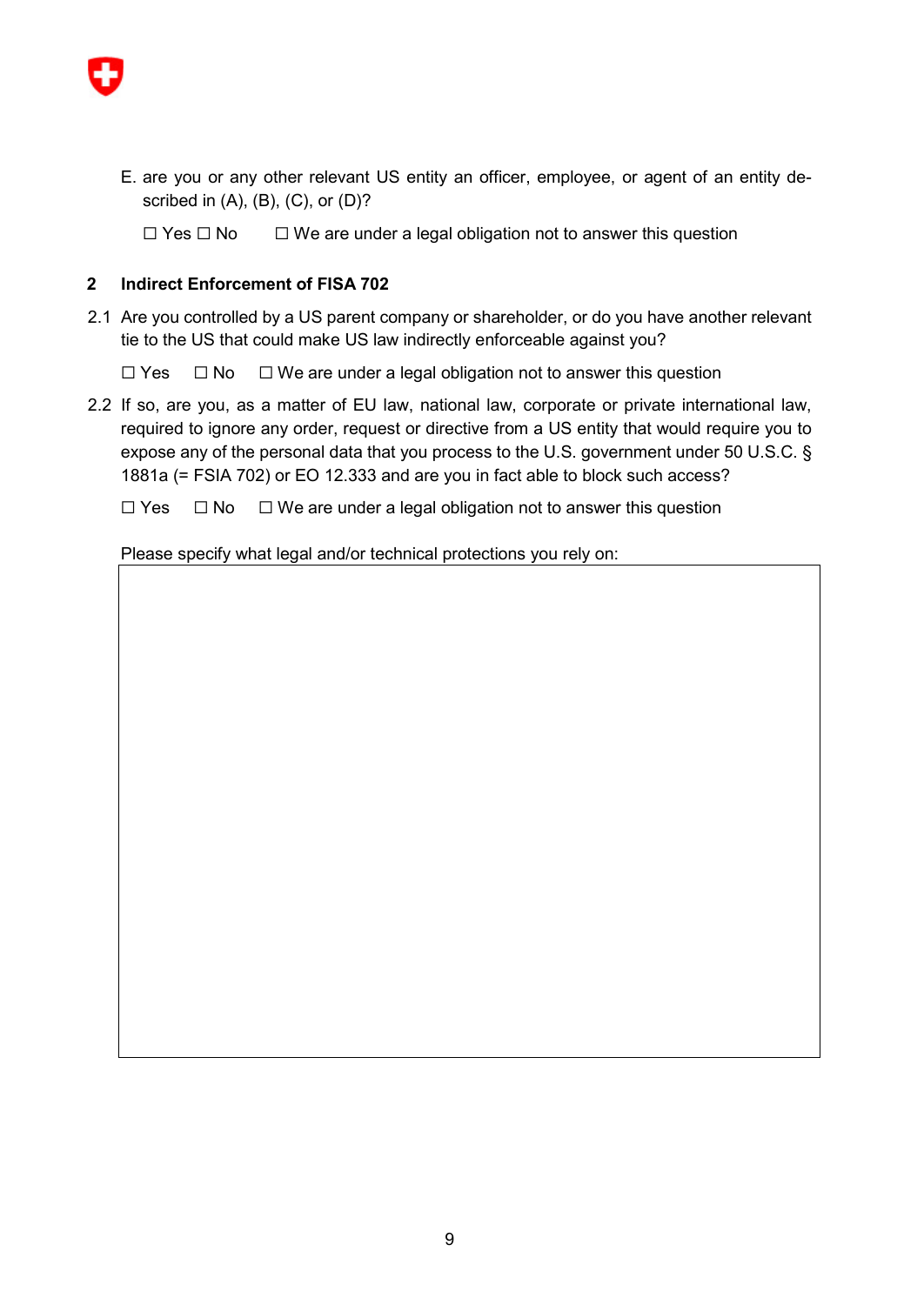E. are you or any other relevant US entity an officer, employee, or agent of an entity described in (A), (B), (C), or (D)?

   ☐ Yes ☐ No   ☐ We are under a legal obligation not to answer this question

## 2 Indirect Enforcement of FISA 702

2.1 Are you controlled by a US parent company or shareholder, or do you have another relevant tie to the US that could make US law indirectly enforceable against you?

   ☐ Yes   ☐ No   ☐ We are under a legal obligation not to answer this question

2.2 If so, are you, as a matter of EU law, national law, corporate or private international law, required to ignore any order, request or directive from a US entity that would require you to expose any of the personal data that you process to the U.S. government under 50 U.S.C. § 1881a (= FSIA 702) or EO 12.333 and are you in fact able to block such access?

   ☐ Yes   ☐ No   ☐ We are under a legal obligation not to answer this question

   Please specify what legal and/or technical protections you rely on:

|   |
|---|
|   |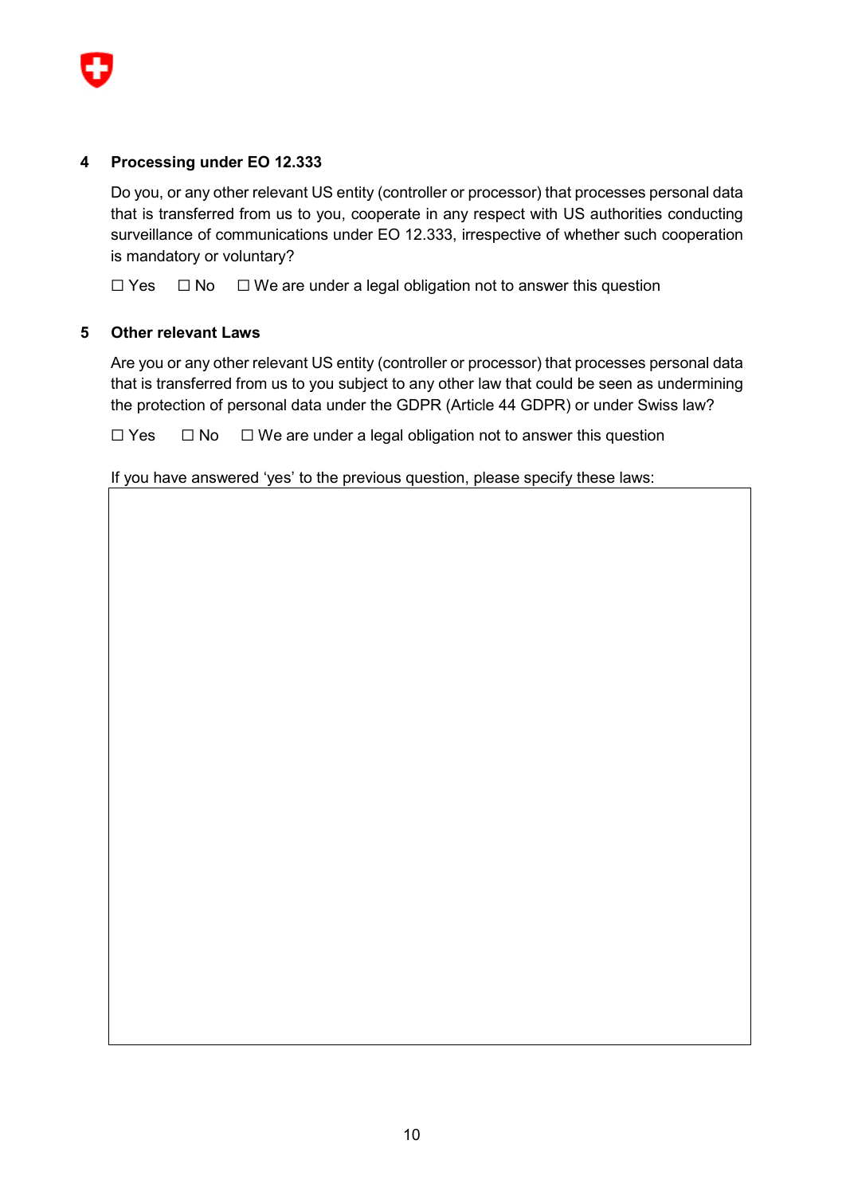## 4 Processing under EO 12.333

Do you, or any other relevant US entity (controller or processor) that processes personal data that is transferred from us to you, cooperate in any respect with US authorities conducting surveillance of communications under EO 12.333, irrespective of whether such cooperation is mandatory or voluntary?

☐ Yes ☐ No ☐ We are under a legal obligation not to answer this question

## 5 Other relevant Laws

Are you or any other relevant US entity (controller or processor) that processes personal data that is transferred from us to you subject to any other law that could be seen as undermining the protection of personal data under the GDPR (Article 44 GDPR) or under Swiss law?

☐ Yes ☐ No ☐ We are under a legal obligation not to answer this question

If you have answered 'yes' to the previous question, please specify these laws:

| |
|---|
| |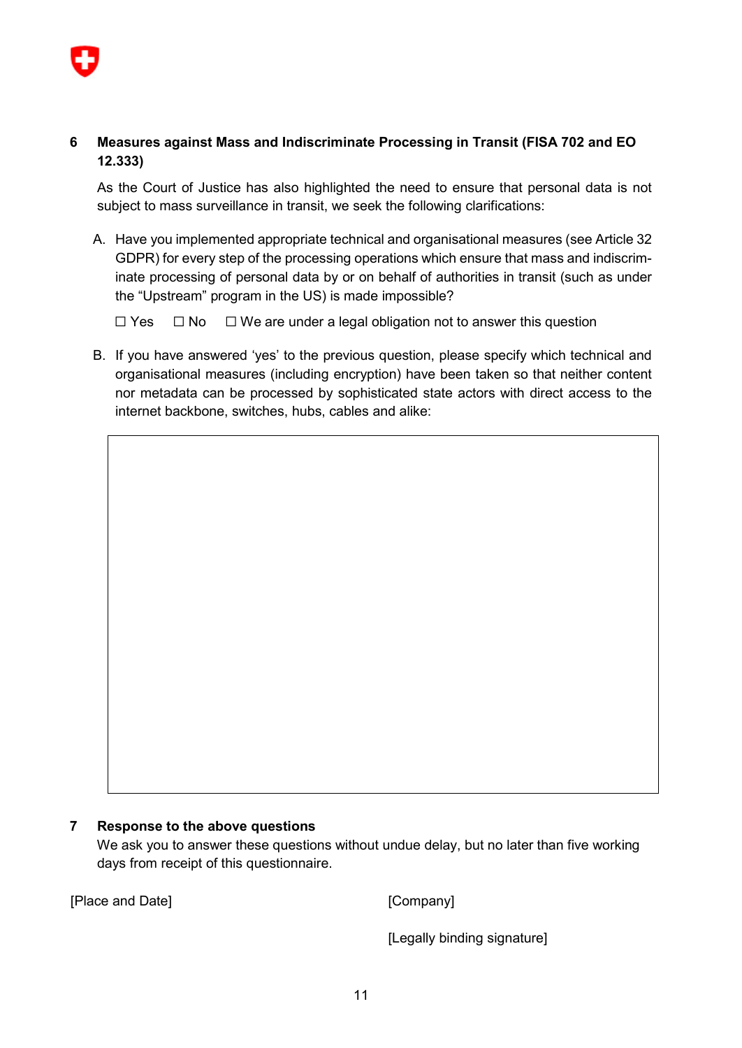## 6 Measures against Mass and Indiscriminate Processing in Transit (FISA 702 and EO 12.333)

As the Court of Justice has also highlighted the need to ensure that personal data is not subject to mass surveillance in transit, we seek the following clarifications:

A. Have you implemented appropriate technical and organisational measures (see Article 32 GDPR) for every step of the processing operations which ensure that mass and indiscriminate processing of personal data by or on behalf of authorities in transit (such as under the "Upstream" program in the US) is made impossible?

☐ Yes ☐ No ☐ We are under a legal obligation not to answer this question

B. If you have answered 'yes' to the previous question, please specify which technical and organisational measures (including encryption) have been taken so that neither content nor metadata can be processed by sophisticated state actors with direct access to the internet backbone, switches, hubs, cables and alike:

| |
|---|
| |

## 7 Response to the above questions

We ask you to answer these questions without undue delay, but no later than five working days from receipt of this questionnaire.

[Place and Date]

[Company]

[Legally binding signature]